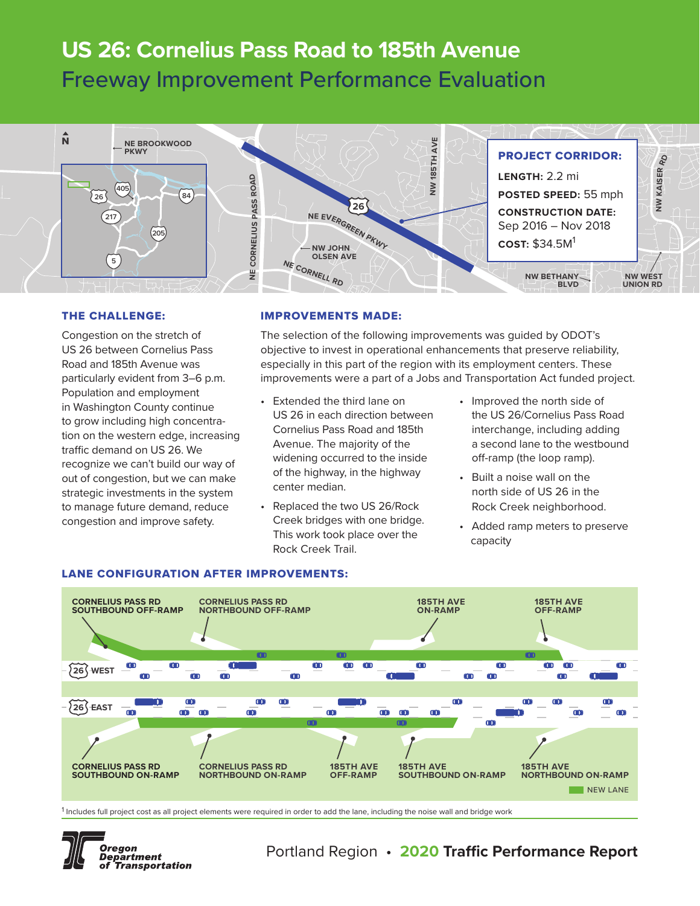# US 26: Cornelius Pass Road to 185th Avenue

## Freeway Improvement Performance Evaluation

**PROJECT CORRIDOR:**

**LENGTH:** 2.2 mi

**POSTED SPEED:** 55 mph

**CONSTRUCTION DATE:** Sep 2016 – Nov 2018

**COST:** $34.5M[1]

### THE CHALLENGE:

Congestion on the stretch of US 26 between Cornelius Pass Road and 185th Avenue was particularly evident from 3–6 p.m. Population and employment in Washington County continue to grow including high concentration on the western edge, increasing traffic demand on US 26. We recognize we can't build our way of out of congestion, but we can make strategic investments in the system to manage future demand, reduce congestion and improve safety.

### IMPROVEMENTS MADE:

The selection of the following improvements was guided by ODOT's objective to invest in operational enhancements that preserve reliability, especially in this part of the region with its employment centers. These improvements were a part of a Jobs and Transportation Act funded project.

- Extended the third lane on US 26 in each direction between Cornelius Pass Road and 185th Avenue. The majority of the widening occurred to the inside of the highway, in the highway center median.
- Replaced the two US 26/Rock Creek bridges with one bridge. This work took place over the Rock Creek Trail.
- Improved the north side of the US 26/Cornelius Pass Road interchange, including adding a second lane to the westbound off-ramp (the loop ramp).
- Built a noise wall on the north side of US 26 in the Rock Creek neighborhood.
- Added ramp meters to preserve capacity

### LANE CONFIGURATION AFTER IMPROVEMENTS:

[1] Includes full project cost as all project elements were required in order to add the lane, including the noise wall and bridge work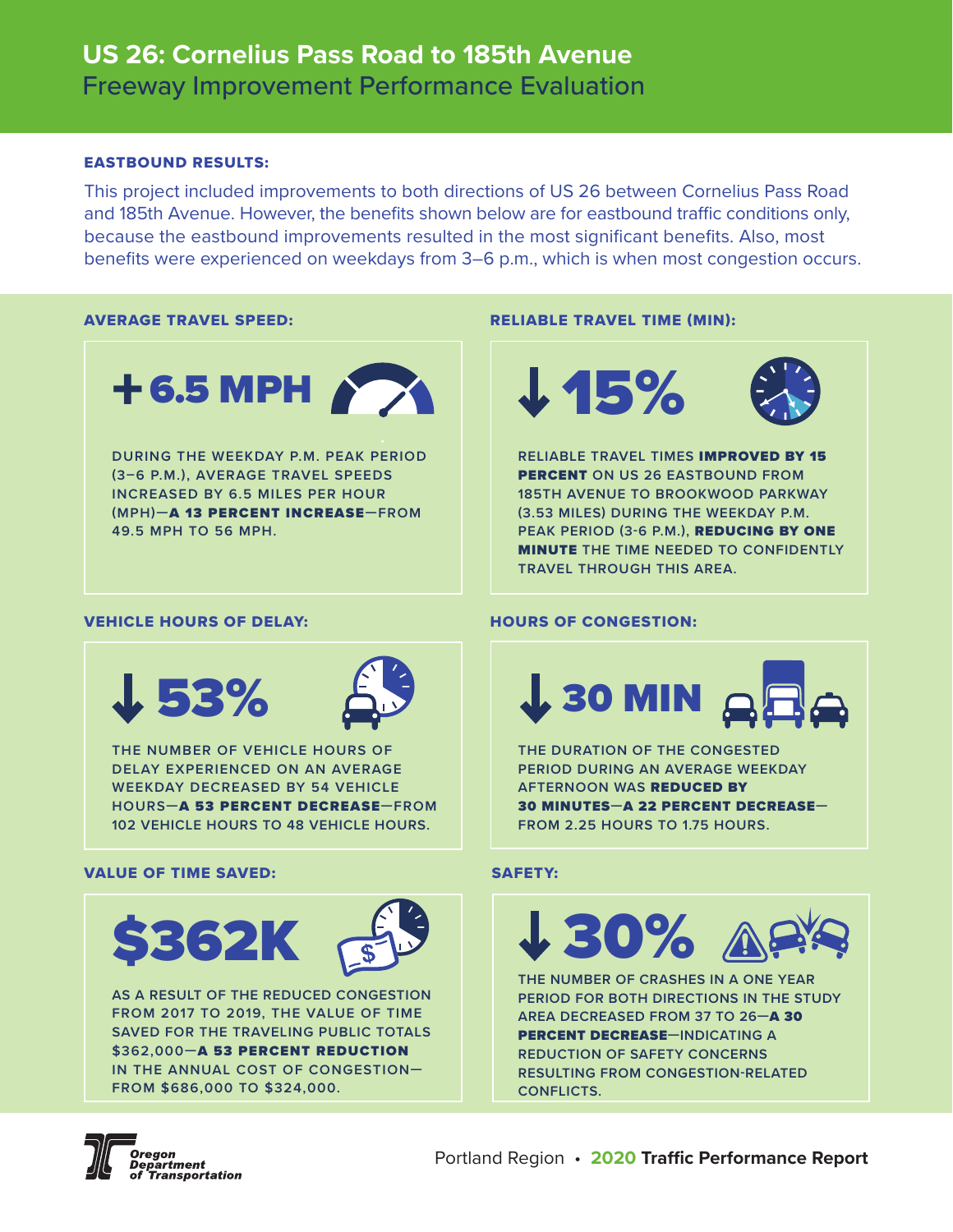# US 26: Cornelius Pass Road to 185th Avenue

## Freeway Improvement Performance Evaluation

### EASTBOUND RESULTS:

This project included improvements to both directions of US 26 between Cornelius Pass Road and 185th Avenue. However, the benefits shown below are for eastbound traffic conditions only, because the eastbound improvements resulted in the most significant benefits. Also, most benefits were experienced on weekdays from 3–6 p.m., which is when most congestion occurs.

### AVERAGE TRAVEL SPEED:

**+6.5 MPH**

DURING THE WEEKDAY P.M. PEAK PERIOD (3–6 P.M.), AVERAGE TRAVEL SPEEDS INCREASED BY 6.5 MILES PER HOUR (MPH)—**A 13 PERCENT INCREASE**—FROM 49.5 MPH TO 56 MPH.

### RELIABLE TRAVEL TIME (MIN):

**↓ 15%**

RELIABLE TRAVEL TIMES **IMPROVED BY 15 PERCENT** ON US 26 EASTBOUND FROM 185TH AVENUE TO BROOKWOOD PARKWAY (3.53 MILES) DURING THE WEEKDAY P.M. PEAK PERIOD (3-6 P.M.), **REDUCING BY ONE MINUTE** THE TIME NEEDED TO CONFIDENTLY TRAVEL THROUGH THIS AREA.

### VEHICLE HOURS OF DELAY:

**↓ 53%**

THE NUMBER OF VEHICLE HOURS OF DELAY EXPERIENCED ON AN AVERAGE WEEKDAY DECREASED BY 54 VEHICLE HOURS—**A 53 PERCENT DECREASE**—FROM 102 VEHICLE HOURS TO 48 VEHICLE HOURS.

### HOURS OF CONGESTION:

**↓ 30 MIN**

THE DURATION OF THE CONGESTED PERIOD DURING AN AVERAGE WEEKDAY AFTERNOON WAS **REDUCED BY 30 MINUTES—A 22 PERCENT DECREASE**—FROM 2.25 HOURS TO 1.75 HOURS.

### VALUE OF TIME SAVED:

**$362K**

AS A RESULT OF THE REDUCED CONGESTION FROM 2017 TO 2019, THE VALUE OF TIME SAVED FOR THE TRAVELING PUBLIC TOTALS $362,000—**A 53 PERCENT REDUCTION** IN THE ANNUAL COST OF CONGESTION—FROM $686,000 TO $324,000.

### SAFETY:

**↓ 30%**

THE NUMBER OF CRASHES IN A ONE YEAR PERIOD FOR BOTH DIRECTIONS IN THE STUDY AREA DECREASED FROM 37 TO 26—**A 30 PERCENT DECREASE**—INDICATING A REDUCTION OF SAFETY CONCERNS RESULTING FROM CONGESTION-RELATED CONFLICTS.

Oregon Department of Transportation

Portland Region • **2020 Traffic Performance Report**